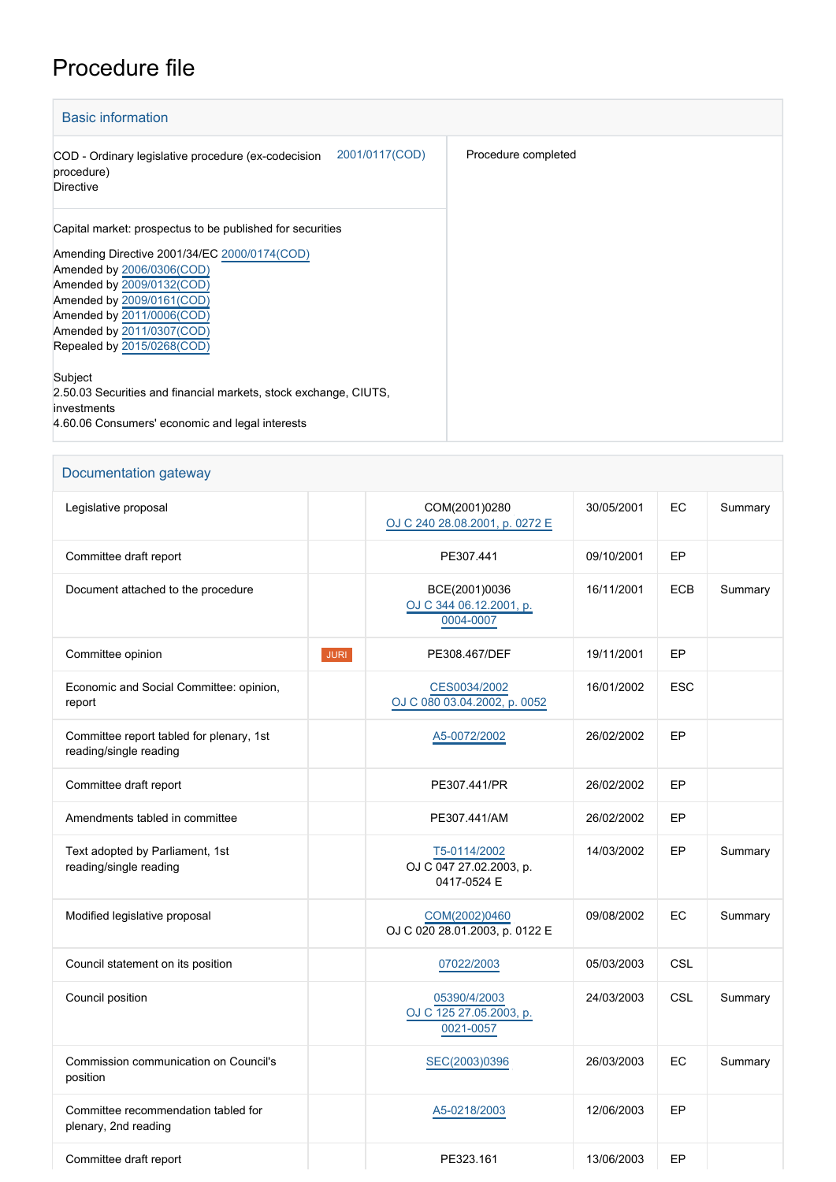# Procedure file

## Basic information

| | |
|---|---|
| COD - Ordinary legislative procedure (ex-codecision procedure)<br>Directive 2001/0117(COD) | Procedure completed |
| Capital market: prospectus to be published for securities<br><br>Amending Directive 2001/34/EC 2000/0174(COD)<br>Amended by 2006/0306(COD)<br>Amended by 2009/0132(COD)<br>Amended by 2009/0161(COD)<br>Amended by 2011/0006(COD)<br>Amended by 2011/0307(COD)<br>Repealed by 2015/0268(COD)<br><br>Subject<br>2.50.03 Securities and financial markets, stock exchange, CIUTS, investments<br>4.60.06 Consumers' economic and legal interests | |

## Documentation gateway

| | | | | | |
|---|---|---|---|---|---|
| Legislative proposal | | COM(2001)0280<br>OJ C 240 28.08.2001, p. 0272 E | 30/05/2001 | EC | Summary |
| Committee draft report | | PE307.441 | 09/10/2001 | EP | |
| Document attached to the procedure | | BCE(2001)0036<br>OJ C 344 06.12.2001, p. 0004-0007 | 16/11/2001 | ECB | Summary |
| Committee opinion | JURI | PE308.467/DEF | 19/11/2001 | EP | |
| Economic and Social Committee: opinion, report | | CES0034/2002<br>OJ C 080 03.04.2002, p. 0052 | 16/01/2002 | ESC | |
| Committee report tabled for plenary, 1st reading/single reading | | A5-0072/2002 | 26/02/2002 | EP | |
| Committee draft report | | PE307.441/PR | 26/02/2002 | EP | |
| Amendments tabled in committee | | PE307.441/AM | 26/02/2002 | EP | |
| Text adopted by Parliament, 1st reading/single reading | | T5-0114/2002<br>OJ C 047 27.02.2003, p. 0417-0524 E | 14/03/2002 | EP | Summary |
| Modified legislative proposal | | COM(2002)0460<br>OJ C 020 28.01.2003, p. 0122 E | 09/08/2002 | EC | Summary |
| Council statement on its position | | 07022/2003 | 05/03/2003 | CSL | |
| Council position | | 05390/4/2003<br>OJ C 125 27.05.2003, p. 0021-0057 | 24/03/2003 | CSL | Summary |
| Commission communication on Council's position | | SEC(2003)0396 | 26/03/2003 | EC | Summary |
| Committee recommendation tabled for plenary, 2nd reading | | A5-0218/2003 | 12/06/2003 | EP | |
| Committee draft report | | PE323.161 | 13/06/2003 | EP | |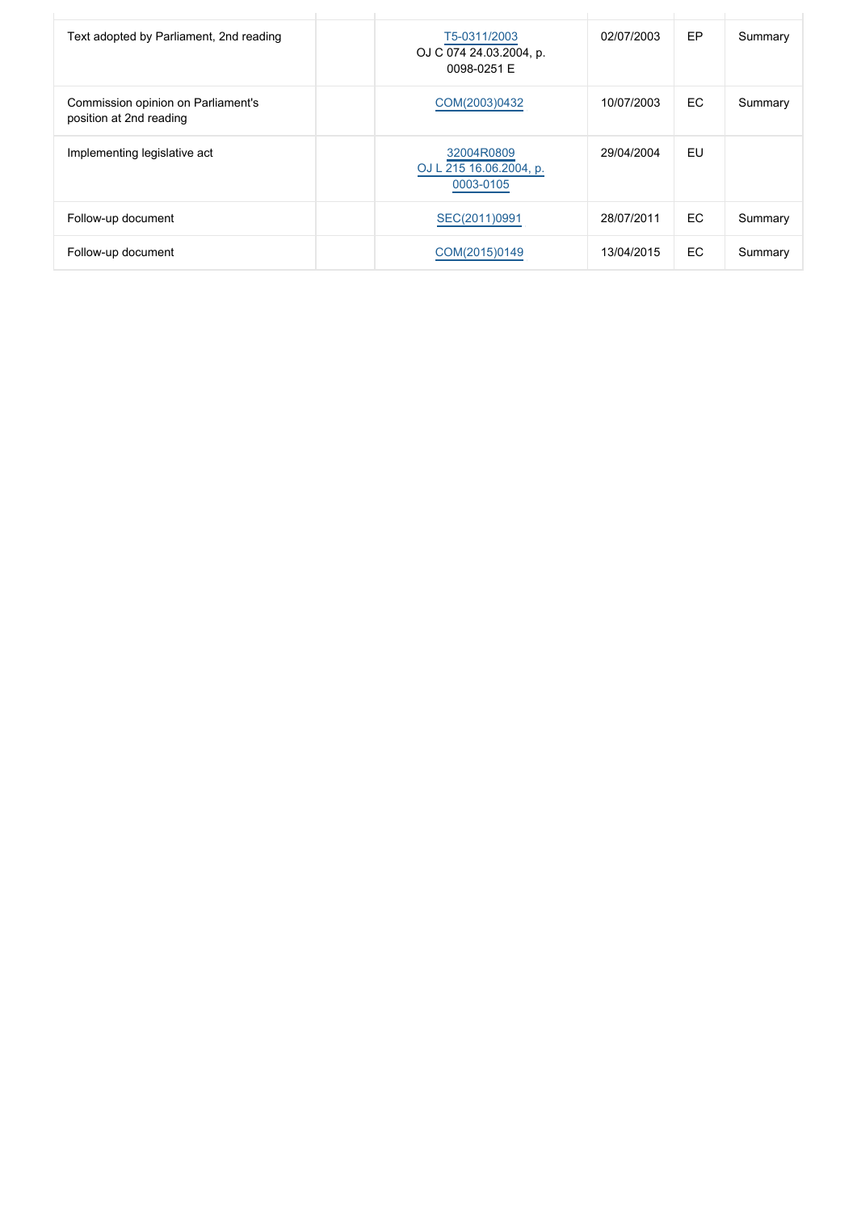| | | | | | |
|---|---|---|---|---|---|
| Text adopted by Parliament, 2nd reading | | T5-0311/2003 OJ C 074 24.03.2004, p. 0098-0251 E | 02/07/2003 | EP | Summary |
| Commission opinion on Parliament's position at 2nd reading | | COM(2003)0432 | 10/07/2003 | EC | Summary |
| Implementing legislative act | | 32004R0809 OJ L 215 16.06.2004, p. 0003-0105 | 29/04/2004 | EU | |
| Follow-up document | | SEC(2011)0991 | 28/07/2011 | EC | Summary |
| Follow-up document | | COM(2015)0149 | 13/04/2015 | EC | Summary |